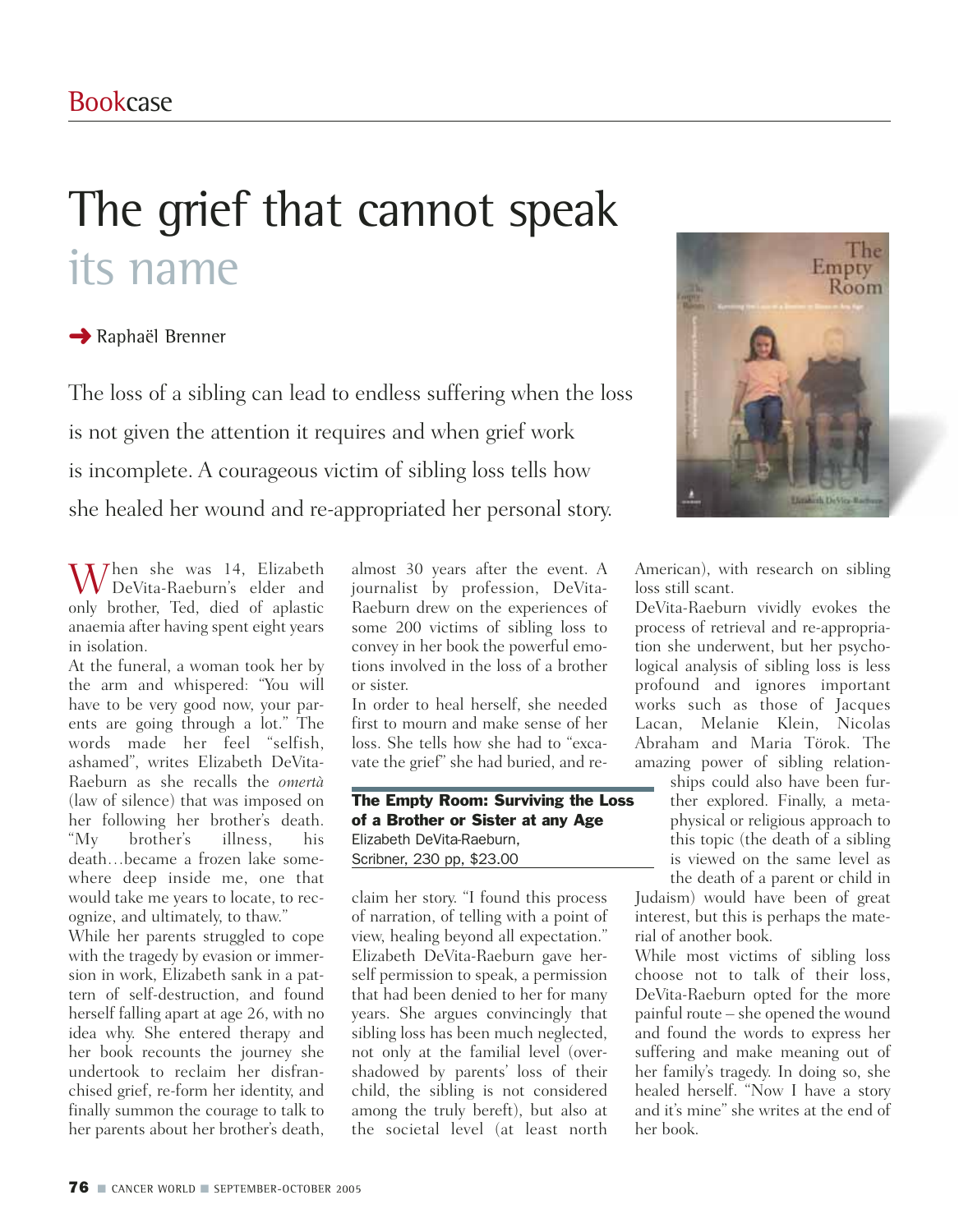# Bookcase

# The grief that cannot speak its name

➜ Raphaël Brenner

The loss of a sibling can lead to endless suffering when the loss is not given the attention it requires and when grief work is incomplete. A courageous victim of sibling loss tells how she healed her wound and re-appropriated her personal story.

When she was 14, Elizabeth DeVita-Raeburn's elder and only brother, Ted, died of aplastic anaemia after having spent eight years in isolation.

At the funeral, a woman took her by the arm and whispered: "You will have to be very good now, your parents are going through a lot." The words made her feel "selfish, ashamed", writes Elizabeth DeVita-Raeburn as she recalls the *omertà* (law of silence) that was imposed on her following her brother's death. "My brother's illness, his death…became a frozen lake somewhere deep inside me, one that would take me years to locate, to recognize, and ultimately, to thaw."

While her parents struggled to cope with the tragedy by evasion or immersion in work, Elizabeth sank in a pattern of self-destruction, and found herself falling apart at age 26, with no idea why. She entered therapy and her book recounts the journey she undertook to reclaim her disfranchised grief, re-form her identity, and finally summon the courage to talk to her parents about her brother's death, almost 30 years after the event. A journalist by profession, DeVita-Raeburn drew on the experiences of some 200 victims of sibling loss to convey in her book the powerful emotions involved in the loss of a brother or sister.

In order to heal herself, she needed first to mourn and make sense of her loss. She tells how she had to "excavate the grief" she had buried, and reclaim her story. "I found this process of narration, of telling with a point of view, healing beyond all expectation." Elizabeth DeVita-Raeburn gave herself permission to speak, a permission that had been denied to her for many years. She argues convincingly that sibling loss has been much neglected, not only at the familial level (overshadowed by parents' loss of their child, the sibling is not considered among the truly bereft), but also at the societal level (at least north American), with research on sibling loss still scant.

**The Empty Room: Surviving the Loss of a Brother or Sister at any Age**
Elizabeth DeVita-Raeburn,
Scribner, 230 pp, $23.00

DeVita-Raeburn vividly evokes the process of retrieval and re-appropriation she underwent, but her psychological analysis of sibling loss is less profound and ignores important works such as those of Jacques Lacan, Melanie Klein, Nicolas Abraham and Maria Törok. The amazing power of sibling relationships could also have been further explored. Finally, a metaphysical or religious approach to this topic (the death of a sibling is viewed on the same level as the death of a parent or child in Judaism) would have been of great interest, but this is perhaps the material of another book.

While most victims of sibling loss choose not to talk of their loss, DeVita-Raeburn opted for the more painful route – she opened the wound and found the words to express her suffering and make meaning out of her family's tragedy. In doing so, she healed herself. "Now I have a story and it's mine" she writes at the end of her book.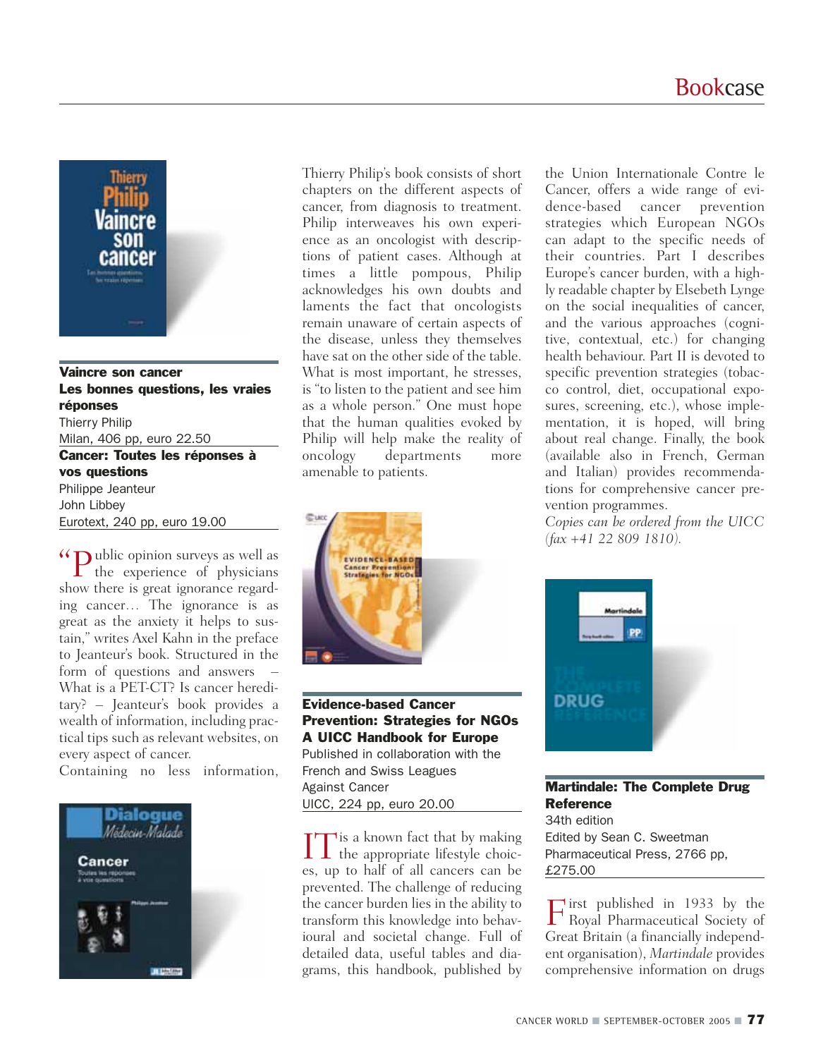# Bookcase

**Vaincre son cancer**
**Les bonnes questions, les vraies réponses**
Thierry Philip
Milan, 406 pp, euro 22.50

**Cancer: Toutes les réponses à vos questions**
Philippe Jeanteur
John Libbey
Eurotext, 240 pp, euro 19.00

"Public opinion surveys as well as the experience of physicians show there is great ignorance regarding cancer… The ignorance is as great as the anxiety it helps to sustain," writes Axel Kahn in the preface to Jeanteur's book. Structured in the form of questions and answers – What is a PET-CT? Is cancer hereditary? – Jeanteur's book provides a wealth of information, including practical tips such as relevant websites, on every aspect of cancer.

Containing no less information, Thierry Philip's book consists of short chapters on the different aspects of cancer, from diagnosis to treatment. Philip interweaves his own experience as an oncologist with descriptions of patient cases. Although at times a little pompous, Philip acknowledges his own doubts and laments the fact that oncologists remain unaware of certain aspects of the disease, unless they themselves have sat on the other side of the table. What is most important, he stresses, is "to listen to the patient and see him as a whole person." One must hope that the human qualities evoked by Philip will help make the reality of oncology departments more amenable to patients.

**Evidence-based Cancer Prevention: Strategies for NGOs**
**A UICC Handbook for Europe**
Published in collaboration with the French and Swiss Leagues Against Cancer
UICC, 224 pp, euro 20.00

IT is a known fact that by making the appropriate lifestyle choices, up to half of all cancers can be prevented. The challenge of reducing the cancer burden lies in the ability to transform this knowledge into behavioural and societal change. Full of detailed data, useful tables and diagrams, this handbook, published by the Union Internationale Contre le Cancer, offers a wide range of evidence-based cancer prevention strategies which European NGOs can adapt to the specific needs of their countries. Part I describes Europe's cancer burden, with a highly readable chapter by Elsebeth Lynge on the social inequalities of cancer, and the various approaches (cognitive, contextual, etc.) for changing health behaviour. Part II is devoted to specific prevention strategies (tobacco control, diet, occupational exposures, screening, etc.), whose implementation, it is hoped, will bring about real change. Finally, the book (available also in French, German and Italian) provides recommendations for comprehensive cancer prevention programmes.

*Copies can be ordered from the UICC (fax +41 22 809 1810).*

**Martindale: The Complete Drug Reference**
34th edition
Edited by Sean C. Sweetman
Pharmaceutical Press, 2766 pp, £275.00

First published in 1933 by the Royal Pharmaceutical Society of Great Britain (a financially independent organisation), *Martindale* provides comprehensive information on drugs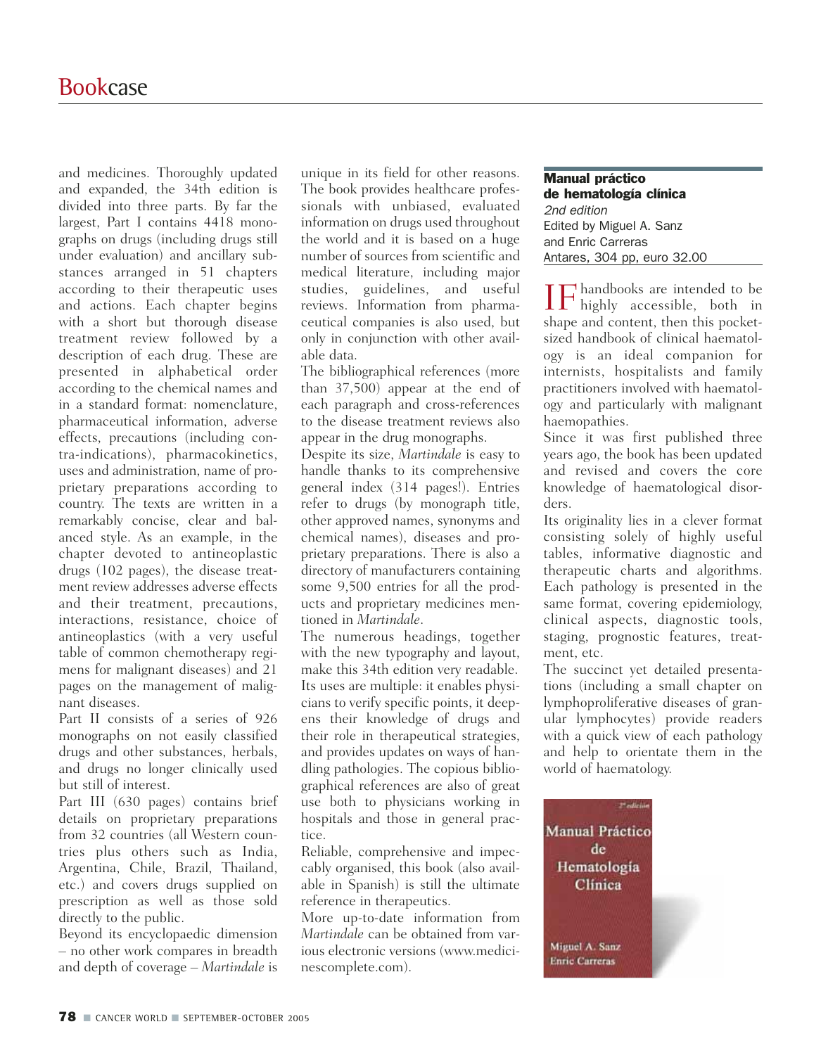and medicines. Thoroughly updated and expanded, the 34th edition is divided into three parts. By far the largest, Part I contains 4418 monographs on drugs (including drugs still under evaluation) and ancillary substances arranged in 51 chapters according to their therapeutic uses and actions. Each chapter begins with a short but thorough disease treatment review followed by a description of each drug. These are presented in alphabetical order according to the chemical names and in a standard format: nomenclature, pharmaceutical information, adverse effects, precautions (including contra-indications), pharmacokinetics, uses and administration, name of proprietary preparations according to country. The texts are written in a remarkably concise, clear and balanced style. As an example, in the chapter devoted to antineoplastic drugs (102 pages), the disease treatment review addresses adverse effects and their treatment, precautions, interactions, resistance, choice of antineoplastics (with a very useful table of common chemotherapy regimens for malignant diseases) and 21 pages on the management of malignant diseases.

Part II consists of a series of 926 monographs on not easily classified drugs and other substances, herbals, and drugs no longer clinically used but still of interest.

Part III (630 pages) contains brief details on proprietary preparations from 32 countries (all Western countries plus others such as India, Argentina, Chile, Brazil, Thailand, etc.) and covers drugs supplied on prescription as well as those sold directly to the public.

Beyond its encyclopaedic dimension – no other work compares in breadth and depth of coverage – *Martindale* is unique in its field for other reasons. The book provides healthcare professionals with unbiased, evaluated information on drugs used throughout the world and it is based on a huge number of sources from scientific and medical literature, including major studies, guidelines, and useful reviews. Information from pharmaceutical companies is also used, but only in conjunction with other available data.

The bibliographical references (more than 37,500) appear at the end of each paragraph and cross-references to the disease treatment reviews also appear in the drug monographs.

Despite its size, *Martindale* is easy to handle thanks to its comprehensive general index (314 pages!). Entries refer to drugs (by monograph title, other approved names, synonyms and chemical names), diseases and proprietary preparations. There is also a directory of manufacturers containing some 9,500 entries for all the products and proprietary medicines mentioned in *Martindale*.

The numerous headings, together with the new typography and layout, make this 34th edition very readable. Its uses are multiple: it enables physicians to verify specific points, it deepens their knowledge of drugs and their role in therapeutical strategies, and provides updates on ways of handling pathologies. The copious bibliographical references are also of great use both to physicians working in hospitals and those in general practice.

Reliable, comprehensive and impeccably organised, this book (also available in Spanish) is still the ultimate reference in therapeutics.

More up-to-date information from *Martindale* can be obtained from various electronic versions (www.medicinescomplete.com).

**Manual práctico de hematología clínica**
*2nd edition*
Edited by Miguel A. Sanz and Enric Carreras
Antares, 304 pp, euro 32.00

If handbooks are intended to be highly accessible, both in shape and content, then this pocket-sized handbook of clinical haematology is an ideal companion for internists, hospitalists and family practitioners involved with haematology and particularly with malignant haemopathies.

Since it was first published three years ago, the book has been updated and revised and covers the core knowledge of haematological disorders.

Its originality lies in a clever format consisting solely of highly useful tables, informative diagnostic and therapeutic charts and algorithms. Each pathology is presented in the same format, covering epidemiology, clinical aspects, diagnostic tools, staging, prognostic features, treatment, etc.

The succinct yet detailed presentations (including a small chapter on lymphoproliferative diseases of granular lymphocytes) provide readers with a quick view of each pathology and help to orientate them in the world of haematology.

2ª edición
Manual Práctico de Hematología Clínica
Miguel A. Sanz
Enric Carreras